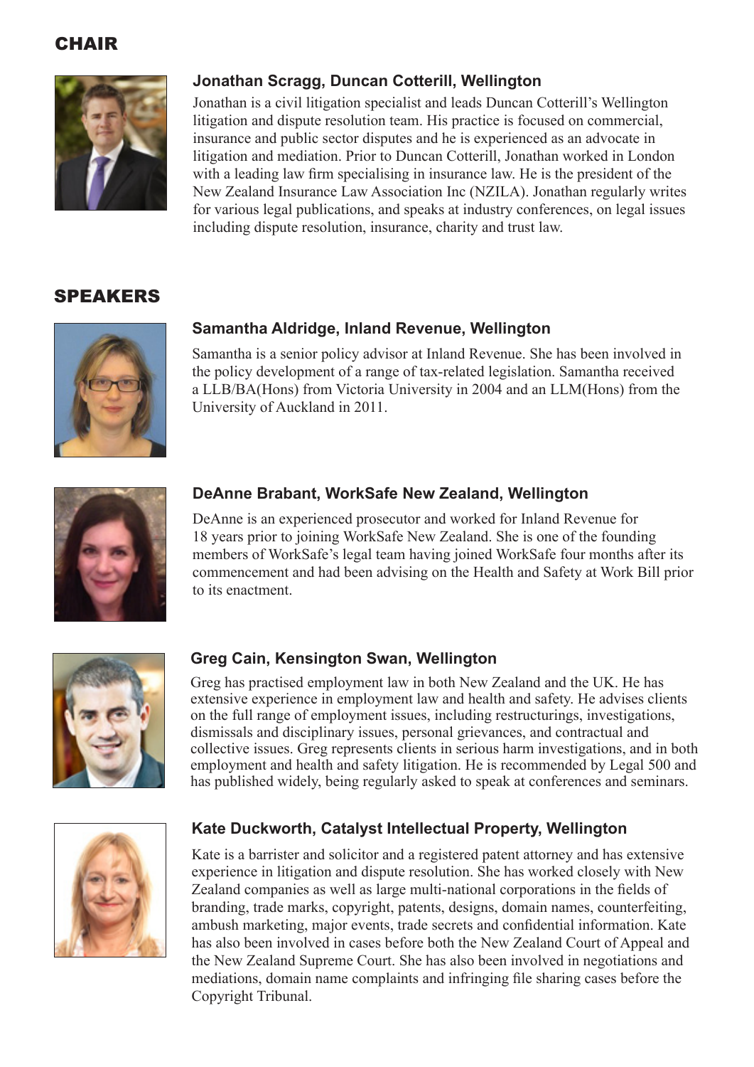## CHAIR

### Jonathan Scragg, Duncan Cotterill, Wellington

Jonathan is a civil litigation specialist and leads Duncan Cotterill's Wellington litigation and dispute resolution team. His practice is focused on commercial, insurance and public sector disputes and he is experienced as an advocate in litigation and mediation. Prior to Duncan Cotterill, Jonathan worked in London with a leading law firm specialising in insurance law. He is the president of the New Zealand Insurance Law Association Inc (NZILA). Jonathan regularly writes for various legal publications, and speaks at industry conferences, on legal issues including dispute resolution, insurance, charity and trust law.

## SPEAKERS

### Samantha Aldridge, Inland Revenue, Wellington

Samantha is a senior policy advisor at Inland Revenue. She has been involved in the policy development of a range of tax-related legislation. Samantha received a LLB/BA(Hons) from Victoria University in 2004 and an LLM(Hons) from the University of Auckland in 2011.

### DeAnne Brabant, WorkSafe New Zealand, Wellington

DeAnne is an experienced prosecutor and worked for Inland Revenue for 18 years prior to joining WorkSafe New Zealand. She is one of the founding members of WorkSafe's legal team having joined WorkSafe four months after its commencement and had been advising on the Health and Safety at Work Bill prior to its enactment.

### Greg Cain, Kensington Swan, Wellington

Greg has practised employment law in both New Zealand and the UK. He has extensive experience in employment law and health and safety. He advises clients on the full range of employment issues, including restructurings, investigations, dismissals and disciplinary issues, personal grievances, and contractual and collective issues. Greg represents clients in serious harm investigations, and in both employment and health and safety litigation. He is recommended by Legal 500 and has published widely, being regularly asked to speak at conferences and seminars.

### Kate Duckworth, Catalyst Intellectual Property, Wellington

Kate is a barrister and solicitor and a registered patent attorney and has extensive experience in litigation and dispute resolution. She has worked closely with New Zealand companies as well as large multi-national corporations in the fields of branding, trade marks, copyright, patents, designs, domain names, counterfeiting, ambush marketing, major events, trade secrets and confidential information. Kate has also been involved in cases before both the New Zealand Court of Appeal and the New Zealand Supreme Court. She has also been involved in negotiations and mediations, domain name complaints and infringing file sharing cases before the Copyright Tribunal.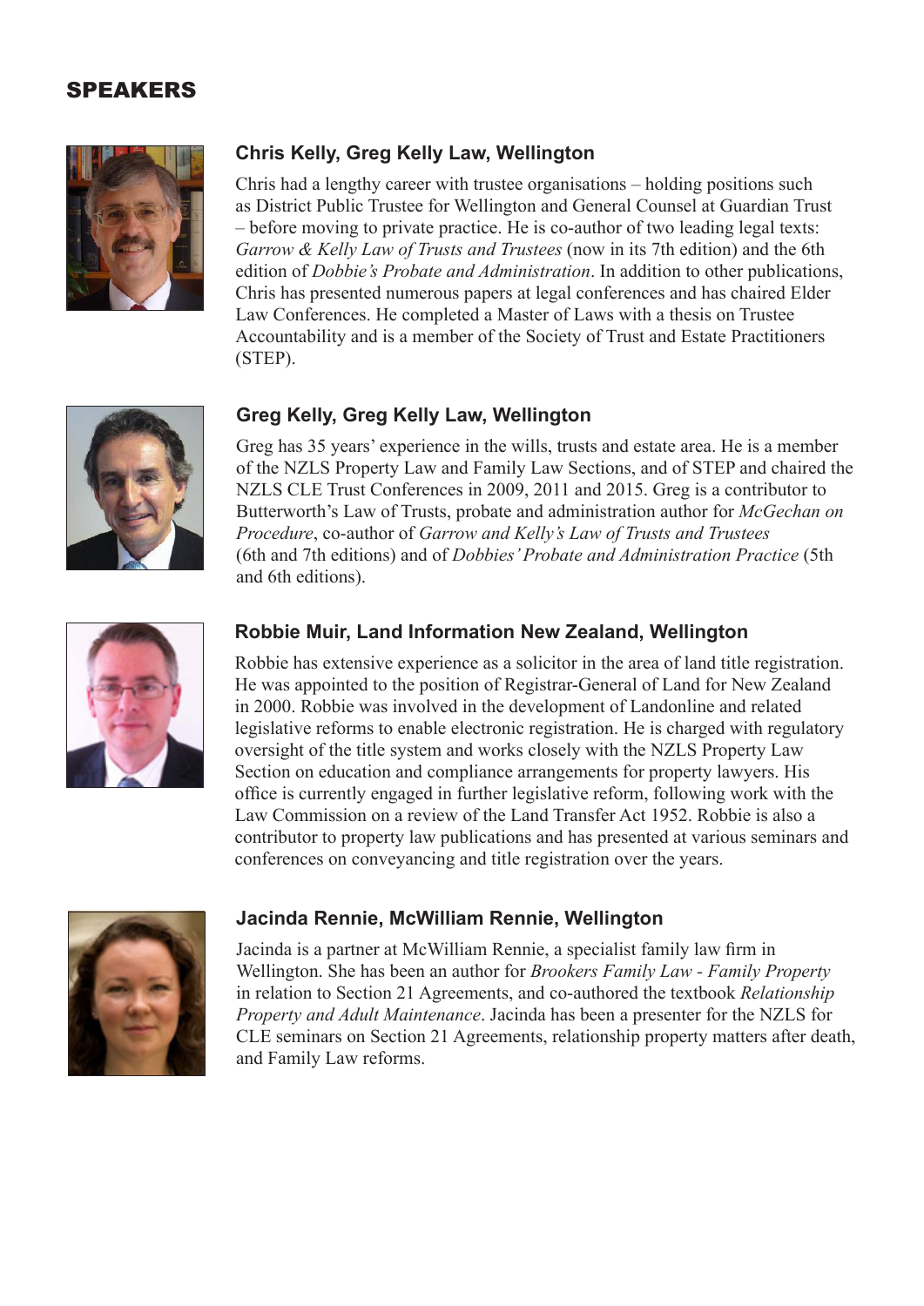## SPEAKERS

### Chris Kelly, Greg Kelly Law, Wellington

Chris had a lengthy career with trustee organisations – holding positions such as District Public Trustee for Wellington and General Counsel at Guardian Trust – before moving to private practice. He is co-author of two leading legal texts: *Garrow & Kelly Law of Trusts and Trustees* (now in its 7th edition) and the 6th edition of *Dobbie's Probate and Administration*. In addition to other publications, Chris has presented numerous papers at legal conferences and has chaired Elder Law Conferences. He completed a Master of Laws with a thesis on Trustee Accountability and is a member of the Society of Trust and Estate Practitioners (STEP).

### Greg Kelly, Greg Kelly Law, Wellington

Greg has 35 years' experience in the wills, trusts and estate area. He is a member of the NZLS Property Law and Family Law Sections, and of STEP and chaired the NZLS CLE Trust Conferences in 2009, 2011 and 2015. Greg is a contributor to Butterworth's Law of Trusts, probate and administration author for *McGechan on Procedure*, co-author of *Garrow and Kelly's Law of Trusts and Trustees* (6th and 7th editions) and of *Dobbies' Probate and Administration Practice* (5th and 6th editions).

### Robbie Muir, Land Information New Zealand, Wellington

Robbie has extensive experience as a solicitor in the area of land title registration. He was appointed to the position of Registrar-General of Land for New Zealand in 2000. Robbie was involved in the development of Landonline and related legislative reforms to enable electronic registration. He is charged with regulatory oversight of the title system and works closely with the NZLS Property Law Section on education and compliance arrangements for property lawyers. His office is currently engaged in further legislative reform, following work with the Law Commission on a review of the Land Transfer Act 1952. Robbie is also a contributor to property law publications and has presented at various seminars and conferences on conveyancing and title registration over the years.

### Jacinda Rennie, McWilliam Rennie, Wellington

Jacinda is a partner at McWilliam Rennie, a specialist family law firm in Wellington. She has been an author for *Brookers Family Law - Family Property* in relation to Section 21 Agreements, and co-authored the textbook *Relationship Property and Adult Maintenance*. Jacinda has been a presenter for the NZLS for CLE seminars on Section 21 Agreements, relationship property matters after death, and Family Law reforms.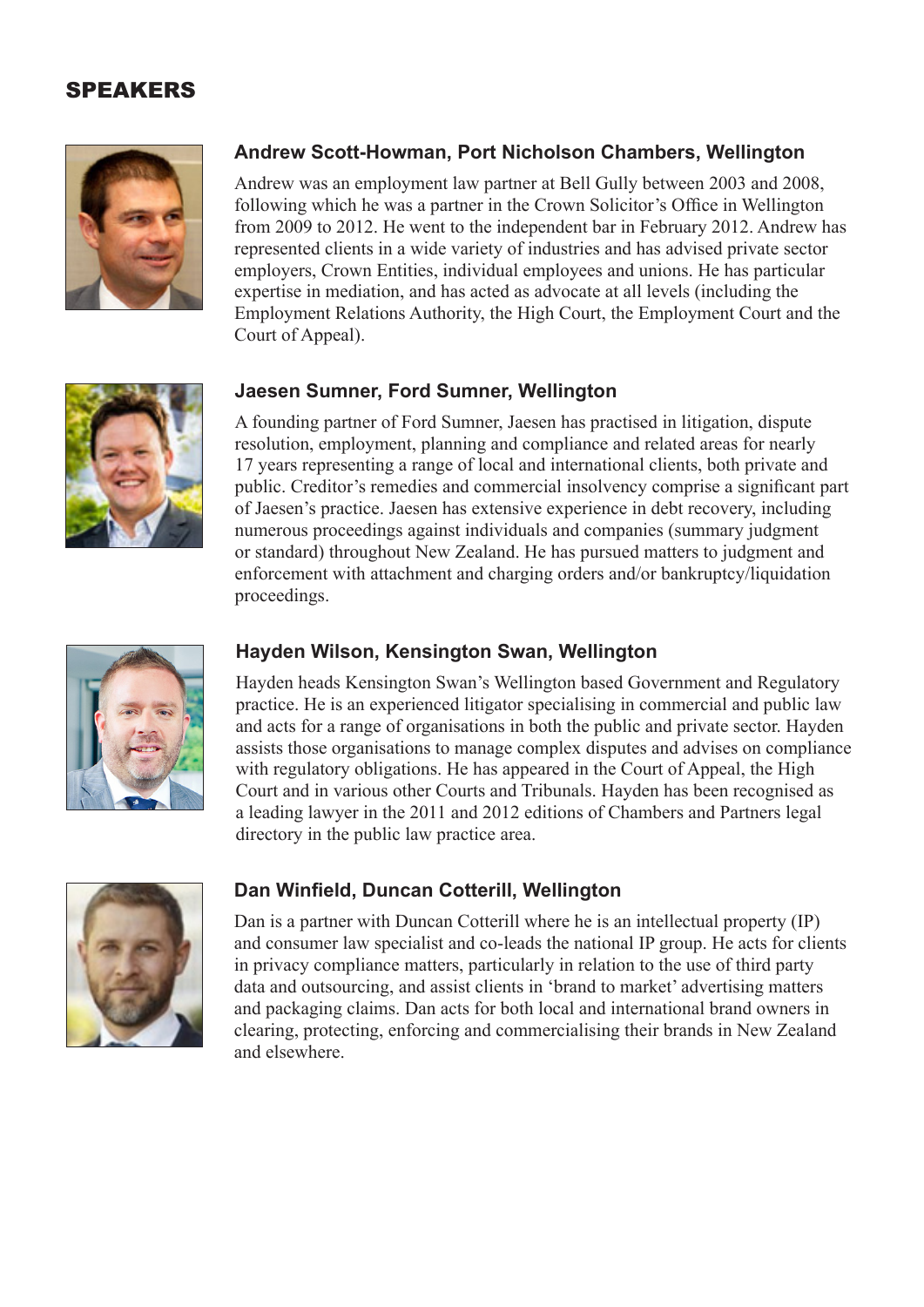## SPEAKERS

### Andrew Scott-Howman, Port Nicholson Chambers, Wellington

Andrew was an employment law partner at Bell Gully between 2003 and 2008, following which he was a partner in the Crown Solicitor's Office in Wellington from 2009 to 2012. He went to the independent bar in February 2012. Andrew has represented clients in a wide variety of industries and has advised private sector employers, Crown Entities, individual employees and unions. He has particular expertise in mediation, and has acted as advocate at all levels (including the Employment Relations Authority, the High Court, the Employment Court and the Court of Appeal).

### Jaesen Sumner, Ford Sumner, Wellington

A founding partner of Ford Sumner, Jaesen has practised in litigation, dispute resolution, employment, planning and compliance and related areas for nearly 17 years representing a range of local and international clients, both private and public. Creditor's remedies and commercial insolvency comprise a significant part of Jaesen's practice. Jaesen has extensive experience in debt recovery, including numerous proceedings against individuals and companies (summary judgment or standard) throughout New Zealand. He has pursued matters to judgment and enforcement with attachment and charging orders and/or bankruptcy/liquidation proceedings.

### Hayden Wilson, Kensington Swan, Wellington

Hayden heads Kensington Swan's Wellington based Government and Regulatory practice. He is an experienced litigator specialising in commercial and public law and acts for a range of organisations in both the public and private sector. Hayden assists those organisations to manage complex disputes and advises on compliance with regulatory obligations. He has appeared in the Court of Appeal, the High Court and in various other Courts and Tribunals. Hayden has been recognised as a leading lawyer in the 2011 and 2012 editions of Chambers and Partners legal directory in the public law practice area.

### Dan Winfield, Duncan Cotterill, Wellington

Dan is a partner with Duncan Cotterill where he is an intellectual property (IP) and consumer law specialist and co-leads the national IP group. He acts for clients in privacy compliance matters, particularly in relation to the use of third party data and outsourcing, and assist clients in 'brand to market' advertising matters and packaging claims. Dan acts for both local and international brand owners in clearing, protecting, enforcing and commercialising their brands in New Zealand and elsewhere.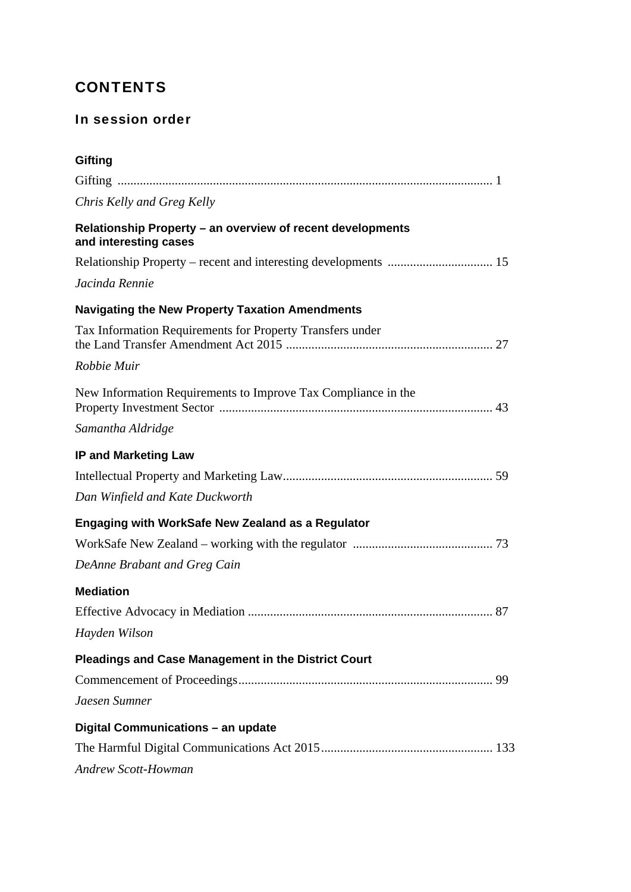# CONTENTS

## In session order

### Gifting

Gifting ........................................................................................................................ 1

*Chris Kelly and Greg Kelly*

### Relationship Property – an overview of recent developments and interesting cases

Relationship Property – recent and interesting developments ................................ 15

*Jacinda Rennie*

### Navigating the New Property Taxation Amendments

Tax Information Requirements for Property Transfers under the Land Transfer Amendment Act 2015 ................................................................ 27

*Robbie Muir*

New Information Requirements to Improve Tax Compliance in the Property Investment Sector ..................................................................................... 43

*Samantha Aldridge*

### IP and Marketing Law

Intellectual Property and Marketing Law................................................................. 59

*Dan Winfield and Kate Duckworth*

### Engaging with WorkSafe New Zealand as a Regulator

WorkSafe New Zealand – working with the regulator ........................................... 73

*DeAnne Brabant and Greg Cain*

### Mediation

Effective Advocacy in Mediation ............................................................................ 87

*Hayden Wilson*

### Pleadings and Case Management in the District Court

Commencement of Proceedings............................................................................... 99

*Jaesen Sumner*

### Digital Communications – an update

The Harmful Digital Communications Act 2015..................................................... 133

*Andrew Scott-Howman*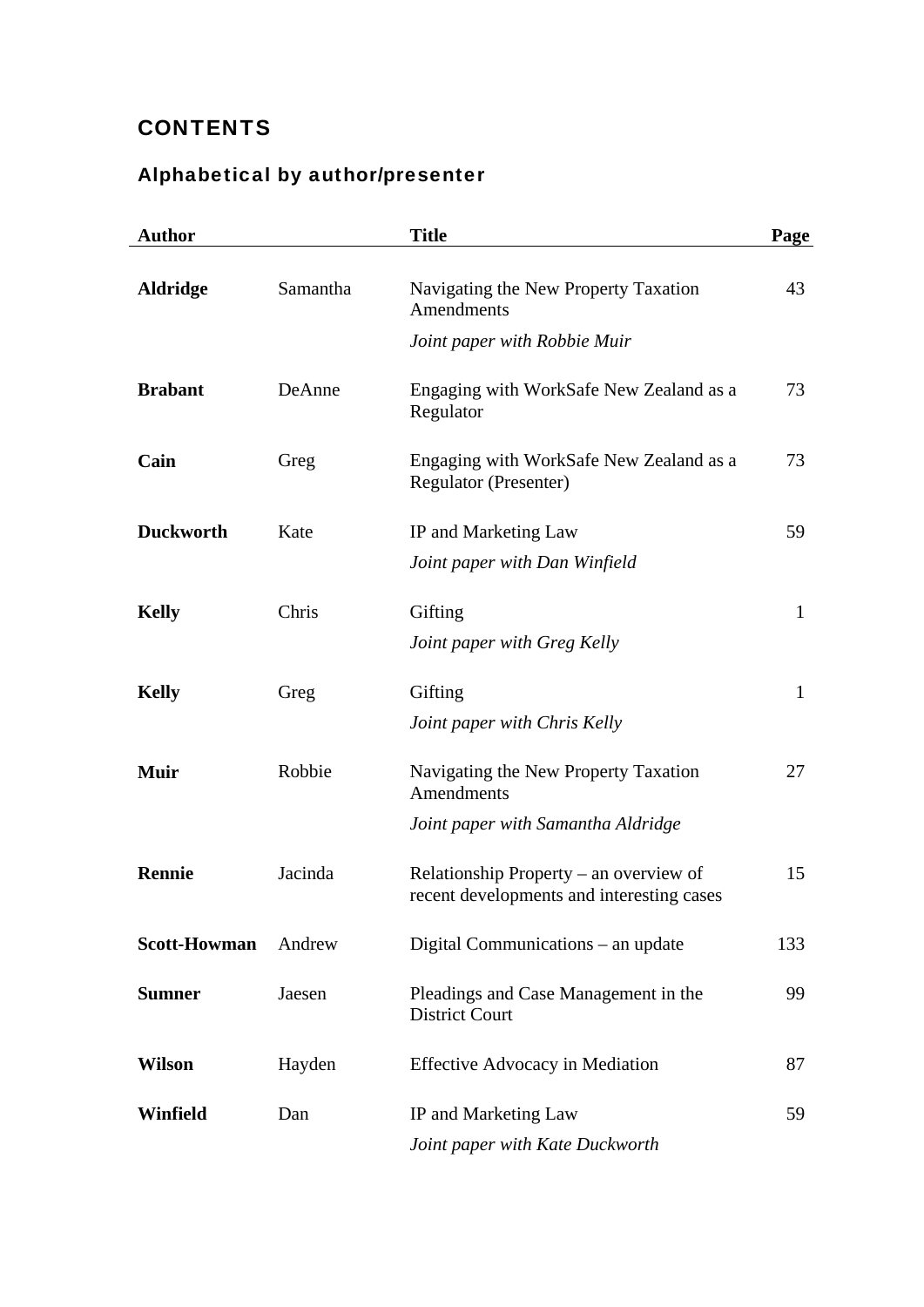# CONTENTS

## Alphabetical by author/presenter

| Author | | Title | Page |
|---|---|---|---|
| **Aldridge** | Samantha | Navigating the New Property Taxation Amendments<br>*Joint paper with Robbie Muir* | 43 |
| **Brabant** | DeAnne | Engaging with WorkSafe New Zealand as a Regulator | 73 |
| **Cain** | Greg | Engaging with WorkSafe New Zealand as a Regulator (Presenter) | 73 |
| **Duckworth** | Kate | IP and Marketing Law<br>*Joint paper with Dan Winfield* | 59 |
| **Kelly** | Chris | Gifting<br>*Joint paper with Greg Kelly* | 1 |
| **Kelly** | Greg | Gifting<br>*Joint paper with Chris Kelly* | 1 |
| **Muir** | Robbie | Navigating the New Property Taxation Amendments<br>*Joint paper with Samantha Aldridge* | 27 |
| **Rennie** | Jacinda | Relationship Property – an overview of recent developments and interesting cases | 15 |
| **Scott-Howman** | Andrew | Digital Communications – an update | 133 |
| **Sumner** | Jaesen | Pleadings and Case Management in the District Court | 99 |
| **Wilson** | Hayden | Effective Advocacy in Mediation | 87 |
| **Winfield** | Dan | IP and Marketing Law<br>*Joint paper with Kate Duckworth* | 59 |